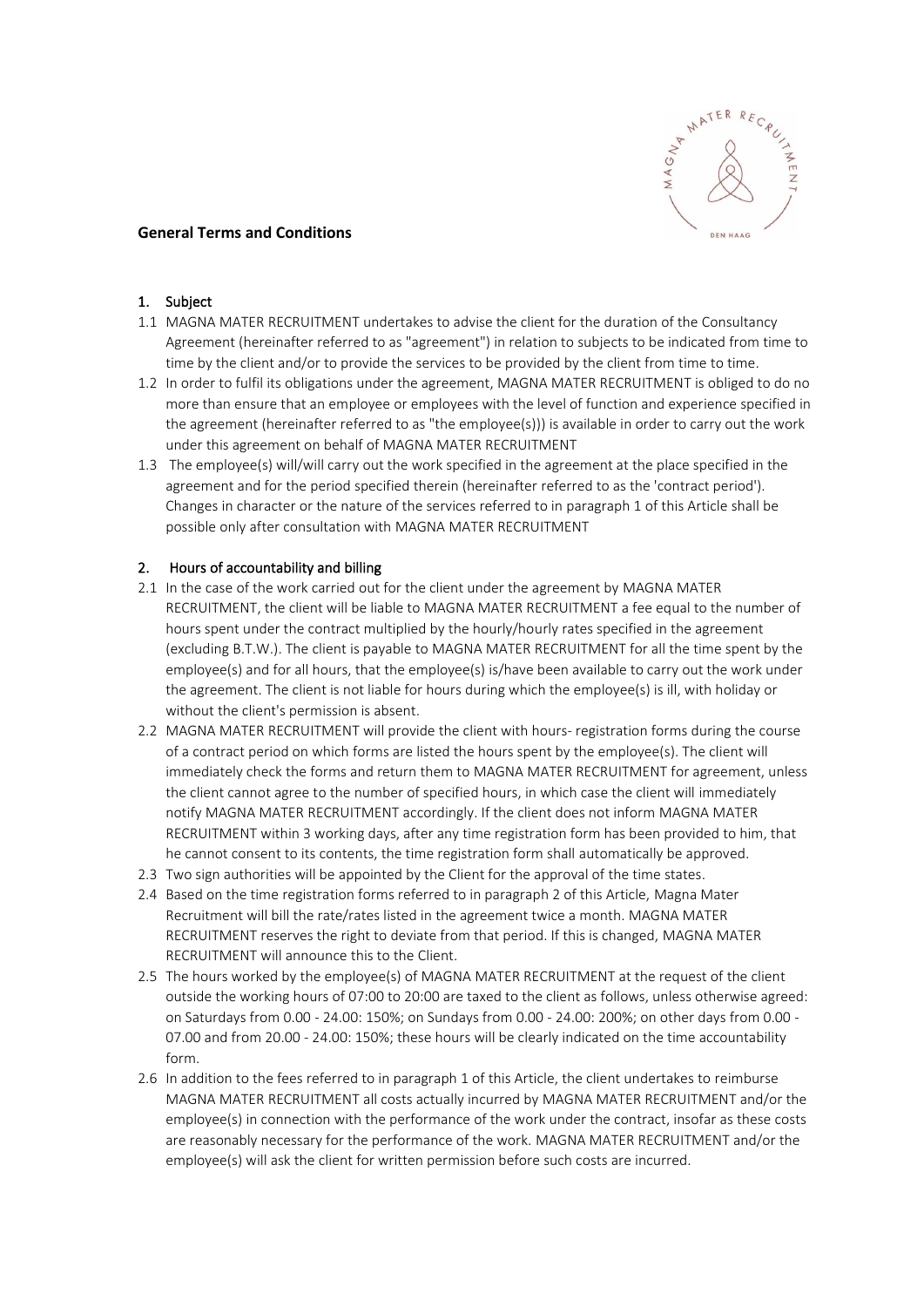**General Terms and Conditions**

## 1. Subject

1.1 MAGNA MATER RECRUITMENT undertakes to advise the client for the duration of the Consultancy Agreement (hereinafter referred to as "agreement") in relation to subjects to be indicated from time to time by the client and/or to provide the services to be provided by the client from time to time.

1.2 In order to fulfil its obligations under the agreement, MAGNA MATER RECRUITMENT is obliged to do no more than ensure that an employee or employees with the level of function and experience specified in the agreement (hereinafter referred to as "the employee(s))) is available in order to carry out the work under this agreement on behalf of MAGNA MATER RECRUITMENT

1.3 The employee(s) will/will carry out the work specified in the agreement at the place specified in the agreement and for the period specified therein (hereinafter referred to as the 'contract period'). Changes in character or the nature of the services referred to in paragraph 1 of this Article shall be possible only after consultation with MAGNA MATER RECRUITMENT

## 2. Hours of accountability and billing

2.1 In the case of the work carried out for the client under the agreement by MAGNA MATER RECRUITMENT, the client will be liable to MAGNA MATER RECRUITMENT a fee equal to the number of hours spent under the contract multiplied by the hourly/hourly rates specified in the agreement (excluding B.T.W.). The client is payable to MAGNA MATER RECRUITMENT for all the time spent by the employee(s) and for all hours, that the employee(s) is/have been available to carry out the work under the agreement. The client is not liable for hours during which the employee(s) is ill, with holiday or without the client's permission is absent.

2.2 MAGNA MATER RECRUITMENT will provide the client with hours- registration forms during the course of a contract period on which forms are listed the hours spent by the employee(s). The client will immediately check the forms and return them to MAGNA MATER RECRUITMENT for agreement, unless the client cannot agree to the number of specified hours, in which case the client will immediately notify MAGNA MATER RECRUITMENT accordingly. If the client does not inform MAGNA MATER RECRUITMENT within 3 working days, after any time registration form has been provided to him, that he cannot consent to its contents, the time registration form shall automatically be approved.

2.3 Two sign authorities will be appointed by the Client for the approval of the time states.

2.4 Based on the time registration forms referred to in paragraph 2 of this Article, Magna Mater Recruitment will bill the rate/rates listed in the agreement twice a month. MAGNA MATER RECRUITMENT reserves the right to deviate from that period. If this is changed, MAGNA MATER RECRUITMENT will announce this to the Client.

2.5 The hours worked by the employee(s) of MAGNA MATER RECRUITMENT at the request of the client outside the working hours of 07:00 to 20:00 are taxed to the client as follows, unless otherwise agreed: on Saturdays from 0.00 - 24.00: 150%; on Sundays from 0.00 - 24.00: 200%; on other days from 0.00 - 07.00 and from 20.00 - 24.00: 150%; these hours will be clearly indicated on the time accountability form.

2.6 In addition to the fees referred to in paragraph 1 of this Article, the client undertakes to reimburse MAGNA MATER RECRUITMENT all costs actually incurred by MAGNA MATER RECRUITMENT and/or the employee(s) in connection with the performance of the work under the contract, insofar as these costs are reasonably necessary for the performance of the work. MAGNA MATER RECRUITMENT and/or the employee(s) will ask the client for written permission before such costs are incurred.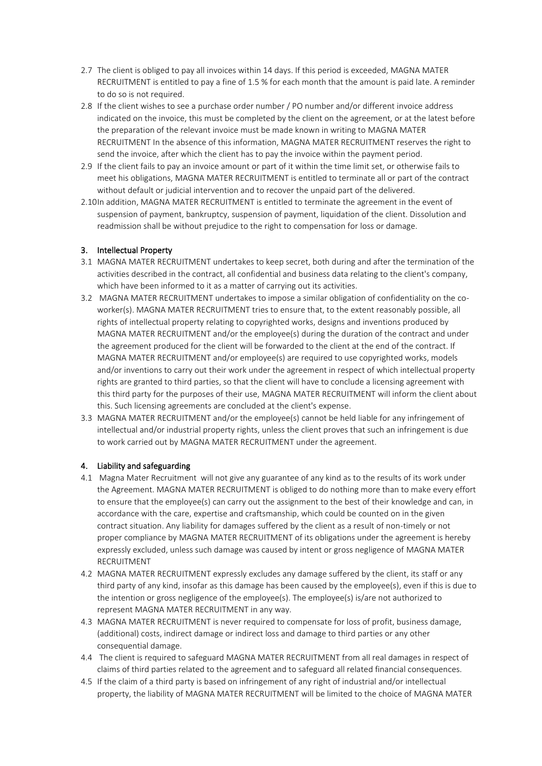2.7 The client is obliged to pay all invoices within 14 days. If this period is exceeded, MAGNA MATER RECRUITMENT is entitled to pay a fine of 1.5 % for each month that the amount is paid late. A reminder to do so is not required.

2.8 If the client wishes to see a purchase order number / PO number and/or different invoice address indicated on the invoice, this must be completed by the client on the agreement, or at the latest before the preparation of the relevant invoice must be made known in writing to MAGNA MATER RECRUITMENT In the absence of this information, MAGNA MATER RECRUITMENT reserves the right to send the invoice, after which the client has to pay the invoice within the payment period.

2.9 If the client fails to pay an invoice amount or part of it within the time limit set, or otherwise fails to meet his obligations, MAGNA MATER RECRUITMENT is entitled to terminate all or part of the contract without default or judicial intervention and to recover the unpaid part of the delivered.

2.10 In addition, MAGNA MATER RECRUITMENT is entitled to terminate the agreement in the event of suspension of payment, bankruptcy, suspension of payment, liquidation of the client. Dissolution and readmission shall be without prejudice to the right to compensation for loss or damage.

## 3. Intellectual Property

3.1 MAGNA MATER RECRUITMENT undertakes to keep secret, both during and after the termination of the activities described in the contract, all confidential and business data relating to the client's company, which have been informed to it as a matter of carrying out its activities.

3.2 MAGNA MATER RECRUITMENT undertakes to impose a similar obligation of confidentiality on the co-worker(s). MAGNA MATER RECRUITMENT tries to ensure that, to the extent reasonably possible, all rights of intellectual property relating to copyrighted works, designs and inventions produced by MAGNA MATER RECRUITMENT and/or the employee(s) during the duration of the contract and under the agreement produced for the client will be forwarded to the client at the end of the contract. If MAGNA MATER RECRUITMENT and/or employee(s) are required to use copyrighted works, models and/or inventions to carry out their work under the agreement in respect of which intellectual property rights are granted to third parties, so that the client will have to conclude a licensing agreement with this third party for the purposes of their use, MAGNA MATER RECRUITMENT will inform the client about this. Such licensing agreements are concluded at the client's expense.

3.3 MAGNA MATER RECRUITMENT and/or the employee(s) cannot be held liable for any infringement of intellectual and/or industrial property rights, unless the client proves that such an infringement is due to work carried out by MAGNA MATER RECRUITMENT under the agreement.

## 4. Liability and safeguarding

4.1 Magna Mater Recruitment will not give any guarantee of any kind as to the results of its work under the Agreement. MAGNA MATER RECRUITMENT is obliged to do nothing more than to make every effort to ensure that the employee(s) can carry out the assignment to the best of their knowledge and can, in accordance with the care, expertise and craftsmanship, which could be counted on in the given contract situation. Any liability for damages suffered by the client as a result of non-timely or not proper compliance by MAGNA MATER RECRUITMENT of its obligations under the agreement is hereby expressly excluded, unless such damage was caused by intent or gross negligence of MAGNA MATER RECRUITMENT

4.2 MAGNA MATER RECRUITMENT expressly excludes any damage suffered by the client, its staff or any third party of any kind, insofar as this damage has been caused by the employee(s), even if this is due to the intention or gross negligence of the employee(s). The employee(s) is/are not authorized to represent MAGNA MATER RECRUITMENT in any way.

4.3 MAGNA MATER RECRUITMENT is never required to compensate for loss of profit, business damage, (additional) costs, indirect damage or indirect loss and damage to third parties or any other consequential damage.

4.4 The client is required to safeguard MAGNA MATER RECRUITMENT from all real damages in respect of claims of third parties related to the agreement and to safeguard all related financial consequences.

4.5 If the claim of a third party is based on infringement of any right of industrial and/or intellectual property, the liability of MAGNA MATER RECRUITMENT will be limited to the choice of MAGNA MATER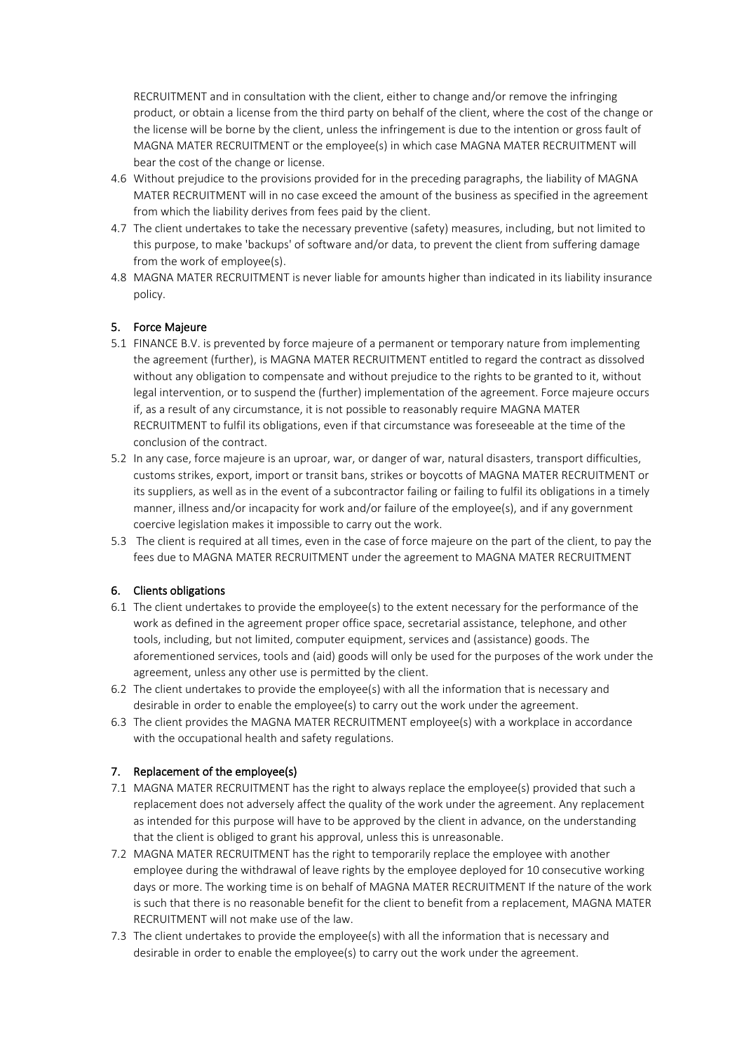RECRUITMENT and in consultation with the client, either to change and/or remove the infringing product, or obtain a license from the third party on behalf of the client, where the cost of the change or the license will be borne by the client, unless the infringement is due to the intention or gross fault of MAGNA MATER RECRUITMENT or the employee(s) in which case MAGNA MATER RECRUITMENT will bear the cost of the change or license.

4.6 Without prejudice to the provisions provided for in the preceding paragraphs, the liability of MAGNA MATER RECRUITMENT will in no case exceed the amount of the business as specified in the agreement from which the liability derives from fees paid by the client.

4.7 The client undertakes to take the necessary preventive (safety) measures, including, but not limited to this purpose, to make 'backups' of software and/or data, to prevent the client from suffering damage from the work of employee(s).

4.8 MAGNA MATER RECRUITMENT is never liable for amounts higher than indicated in its liability insurance policy.

## 5. Force Majeure

5.1 FINANCE B.V. is prevented by force majeure of a permanent or temporary nature from implementing the agreement (further), is MAGNA MATER RECRUITMENT entitled to regard the contract as dissolved without any obligation to compensate and without prejudice to the rights to be granted to it, without legal intervention, or to suspend the (further) implementation of the agreement. Force majeure occurs if, as a result of any circumstance, it is not possible to reasonably require MAGNA MATER RECRUITMENT to fulfil its obligations, even if that circumstance was foreseeable at the time of the conclusion of the contract.

5.2 In any case, force majeure is an uproar, war, or danger of war, natural disasters, transport difficulties, customs strikes, export, import or transit bans, strikes or boycotts of MAGNA MATER RECRUITMENT or its suppliers, as well as in the event of a subcontractor failing or failing to fulfil its obligations in a timely manner, illness and/or incapacity for work and/or failure of the employee(s), and if any government coercive legislation makes it impossible to carry out the work.

5.3 The client is required at all times, even in the case of force majeure on the part of the client, to pay the fees due to MAGNA MATER RECRUITMENT under the agreement to MAGNA MATER RECRUITMENT

## 6. Clients obligations

6.1 The client undertakes to provide the employee(s) to the extent necessary for the performance of the work as defined in the agreement proper office space, secretarial assistance, telephone, and other tools, including, but not limited, computer equipment, services and (assistance) goods. The aforementioned services, tools and (aid) goods will only be used for the purposes of the work under the agreement, unless any other use is permitted by the client.

6.2 The client undertakes to provide the employee(s) with all the information that is necessary and desirable in order to enable the employee(s) to carry out the work under the agreement.

6.3 The client provides the MAGNA MATER RECRUITMENT employee(s) with a workplace in accordance with the occupational health and safety regulations.

## 7. Replacement of the employee(s)

7.1 MAGNA MATER RECRUITMENT has the right to always replace the employee(s) provided that such a replacement does not adversely affect the quality of the work under the agreement. Any replacement as intended for this purpose will have to be approved by the client in advance, on the understanding that the client is obliged to grant his approval, unless this is unreasonable.

7.2 MAGNA MATER RECRUITMENT has the right to temporarily replace the employee with another employee during the withdrawal of leave rights by the employee deployed for 10 consecutive working days or more. The working time is on behalf of MAGNA MATER RECRUITMENT If the nature of the work is such that there is no reasonable benefit for the client to benefit from a replacement, MAGNA MATER RECRUITMENT will not make use of the law.

7.3 The client undertakes to provide the employee(s) with all the information that is necessary and desirable in order to enable the employee(s) to carry out the work under the agreement.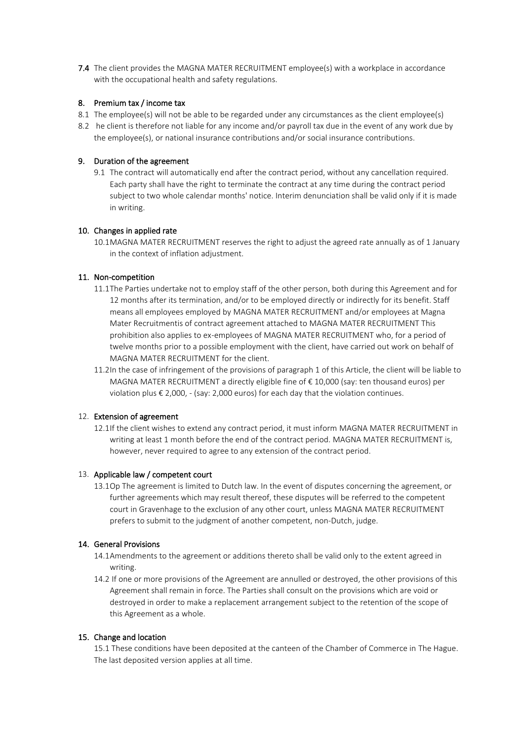**7.4** The client provides the MAGNA MATER RECRUITMENT employee(s) with a workplace in accordance with the occupational health and safety regulations.

## 8. Premium tax / income tax

8.1 The employee(s) will not be able to be regarded under any circumstances as the client employee(s)

8.2 he client is therefore not liable for any income and/or payroll tax due in the event of any work due by the employee(s), or national insurance contributions and/or social insurance contributions.

## 9. Duration of the agreement

9.1 The contract will automatically end after the contract period, without any cancellation required. Each party shall have the right to terminate the contract at any time during the contract period subject to two whole calendar months' notice. Interim denunciation shall be valid only if it is made in writing.

## 10. Changes in applied rate

10.1MAGNA MATER RECRUITMENT reserves the right to adjust the agreed rate annually as of 1 January in the context of inflation adjustment.

## 11. Non-competition

11.1The Parties undertake not to employ staff of the other person, both during this Agreement and for 12 months after its termination, and/or to be employed directly or indirectly for its benefit. Staff means all employees employed by MAGNA MATER RECRUITMENT and/or employees at Magna Mater Recruitmentis of contract agreement attached to MAGNA MATER RECRUITMENT This prohibition also applies to ex-employees of MAGNA MATER RECRUITMENT who, for a period of twelve months prior to a possible employment with the client, have carried out work on behalf of MAGNA MATER RECRUITMENT for the client.

11.2In the case of infringement of the provisions of paragraph 1 of this Article, the client will be liable to MAGNA MATER RECRUITMENT a directly eligible fine of € 10,000 (say: ten thousand euros) per violation plus € 2,000, - (say: 2,000 euros) for each day that the violation continues.

## 12. Extension of agreement

12.1If the client wishes to extend any contract period, it must inform MAGNA MATER RECRUITMENT in writing at least 1 month before the end of the contract period. MAGNA MATER RECRUITMENT is, however, never required to agree to any extension of the contract period.

## 13. Applicable law / competent court

13.1Op The agreement is limited to Dutch law. In the event of disputes concerning the agreement, or further agreements which may result thereof, these disputes will be referred to the competent court in Gravenhage to the exclusion of any other court, unless MAGNA MATER RECRUITMENT prefers to submit to the judgment of another competent, non-Dutch, judge.

## 14. General Provisions

14.1Amendments to the agreement or additions thereto shall be valid only to the extent agreed in writing.

14.2 If one or more provisions of the Agreement are annulled or destroyed, the other provisions of this Agreement shall remain in force. The Parties shall consult on the provisions which are void or destroyed in order to make a replacement arrangement subject to the retention of the scope of this Agreement as a whole.

## 15. Change and location

15.1 These conditions have been deposited at the canteen of the Chamber of Commerce in The Hague. The last deposited version applies at all time.